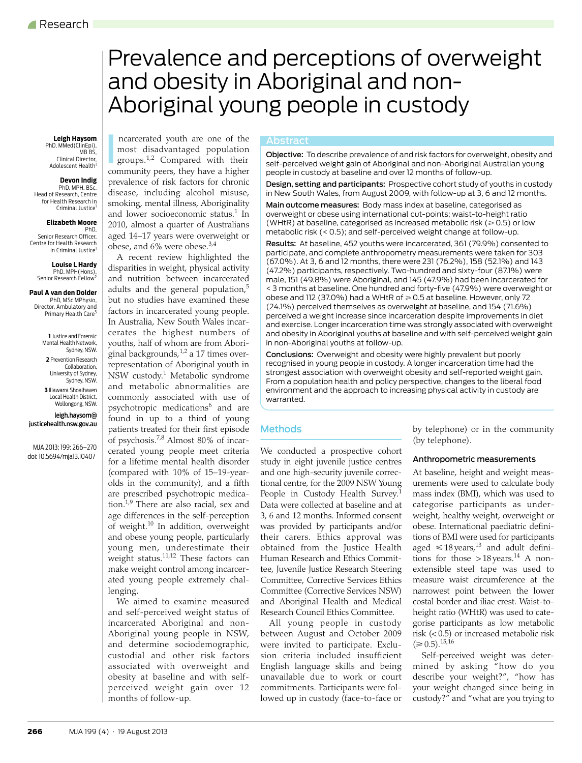# Prevalence and perceptions of overweight and obesity in Aboriginal and non-Aboriginal young people in custody

**Leigh Haysom**
PhD, MMed(ClinEpi), MB BS,
Clinical Director, Adolescent Health[1]

**Devon Indig**
PhD, MPH, BSc,
Head of Research, Centre for Health Research in Criminal Justice[1]

**Elizabeth Moore**
PhD,
Senior Research Officer, Centre for Health Research in Criminal Justice[1]

**Louise L Hardy**
PhD, MPH(Hons),
Senior Research Fellow[2]

**Paul A van den Dolder**
PhD, MSc MPhysio,
Director, Ambulatory and Primary Health Care[3]

1 Justice and Forensic Mental Health Network, Sydney, NSW.
2 Prevention Research Collaboration, University of Sydney, Sydney, NSW.
3 Illawarra Shoalhaven Local Health District, Wollongong, NSW.

leigh.haysom@justicehealth.nsw.gov.au

MJA 2013; 199: 266–270
doi: 10.5694/mja13.10407

## Abstract

**Objective:** To describe prevalence of and risk factors for overweight, obesity and self-perceived weight gain of Aboriginal and non-Aboriginal Australian young people in custody at baseline and over 12 months of follow-up.

**Design, setting and participants:** Prospective cohort study of youths in custody in New South Wales, from August 2009, with follow-up at 3, 6 and 12 months.

**Main outcome measures:** Body mass index at baseline, categorised as overweight or obese using international cut-points; waist-to-height ratio (WHtR) at baseline, categorised as increased metabolic risk (⩾ 0.5) or low metabolic risk (< 0.5); and self-perceived weight change at follow-up.

**Results:** At baseline, 452 youths were incarcerated, 361 (79.9%) consented to participate, and complete anthropometry measurements were taken for 303 (67.0%). At 3, 6 and 12 months, there were 231 (76.2%), 158 (52.1%) and 143 (47.2%) participants, respectively. Two-hundred and sixty-four (87.1%) were male, 151 (49.8%) were Aboriginal, and 145 (47.9%) had been incarcerated for < 3 months at baseline. One hundred and forty-five (47.9%) were overweight or obese and 112 (37.0%) had a WHtR of ⩾ 0.5 at baseline. However, only 72 (24.1%) perceived themselves as overweight at baseline, and 154 (71.6%) perceived a weight increase since incarceration despite improvements in diet and exercise. Longer incarceration time was strongly associated with overweight and obesity in Aboriginal youths at baseline and with self-perceived weight gain in non-Aboriginal youths at follow-up.

**Conclusions:** Overweight and obesity were highly prevalent but poorly recognised in young people in custody. A longer incarceration time had the strongest association with overweight obesity and self-reported weight gain. From a population health and policy perspective, changes to the liberal food environment and the approach to increasing physical activity in custody are warranted.

Incarcerated youth are one of the most disadvantaged population groups.[1,2] Compared with their community peers, they have a higher prevalence of risk factors for chronic disease, including alcohol misuse, smoking, mental illness, Aboriginality and lower socioeconomic status.[1] In 2010, almost a quarter of Australians aged 14–17 years were overweight or obese, and 6% were obese.[3,4]

A recent review highlighted the disparities in weight, physical activity and nutrition between incarcerated adults and the general population,[5] but no studies have examined these factors in incarcerated young people. In Australia, New South Wales incarcerates the highest numbers of youths, half of whom are from Aboriginal backgrounds,[1,2] a 17 times overrepresentation of Aboriginal youth in NSW custody.[1] Metabolic syndrome and metabolic abnormalities are commonly associated with use of psychotropic medications[6] and are found in up to a third of young patients treated for their first episode of psychosis.[7,8] Almost 80% of incarcerated young people meet criteria for a lifetime mental health disorder (compared with 10% of 15–19-year-olds in the community), and a fifth are prescribed psychotropic medication.[1,9] There are also racial, sex and age differences in the self-perception of weight.[10] In addition, overweight and obese young people, particularly young men, underestimate their weight status.[11,12] These factors can make weight control among incarcerated young people extremely challenging.

We aimed to examine measured and self-perceived weight status of incarcerated Aboriginal and non-Aboriginal young people in NSW, and determine sociodemographic, custodial and other risk factors associated with overweight and obesity at baseline and with self-perceived weight gain over 12 months of follow-up.

## Methods

We conducted a prospective cohort study in eight juvenile justice centres and one high-security juvenile correctional centre, for the 2009 NSW Young People in Custody Health Survey.[1] Data were collected at baseline and at 3, 6 and 12 months. Informed consent was provided by participants and/or their carers. Ethics approval was obtained from the Justice Health Human Research and Ethics Committee, Juvenile Justice Research Steering Committee, Corrective Services Ethics Committee (Corrective Services NSW) and Aboriginal Health and Medical Research Council Ethics Committee.

All young people in custody between August and October 2009 were invited to participate. Exclusion criteria included insufficient English language skills and being unavailable due to work or court commitments. Participants were followed up in custody (face-to-face or by telephone) or in the community (by telephone).

### Anthropometric measurements

At baseline, height and weight measurements were used to calculate body mass index (BMI), which was used to categorise participants as underweight, healthy weight, overweight or obese. International paediatric definitions of BMI were used for participants aged ⩽ 18 years,[13] and adult definitions for those > 18 years.[14] A non-extensible steel tape was used to measure waist circumference at the narrowest point between the lower costal border and iliac crest. Waist-to-height ratio (WHtR) was used to categorise participants as low metabolic risk (< 0.5) or increased metabolic risk (⩾ 0.5).[15,16]

Self-perceived weight was determined by asking "how do you describe your weight?", "how has your weight changed since being in custody?" and "what are you trying to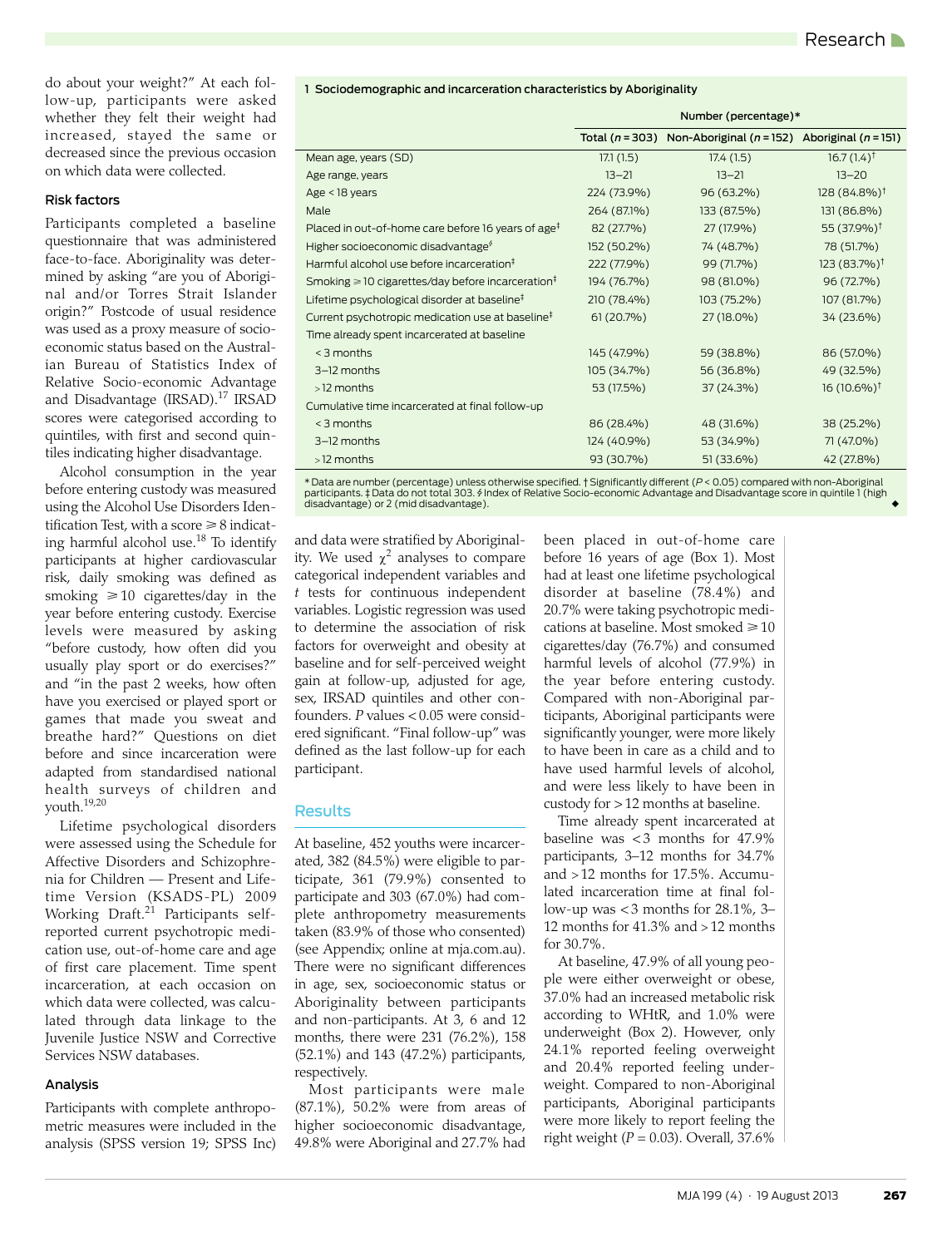do about your weight?" At each follow-up, participants were asked whether they felt their weight had increased, stayed the same or decreased since the previous occasion on which data were collected.

### Risk factors

Participants completed a baseline questionnaire that was administered face-to-face. Aboriginality was determined by asking "are you of Aboriginal and/or Torres Strait Islander origin?" Postcode of usual residence was used as a proxy measure of socioeconomic status based on the Australian Bureau of Statistics Index of Relative Socio-economic Advantage and Disadvantage (IRSAD).[17] IRSAD scores were categorised according to quintiles, with first and second quintiles indicating higher disadvantage.

Alcohol consumption in the year before entering custody was measured using the Alcohol Use Disorders Identification Test, with a score ⩾ 8 indicating harmful alcohol use.[18] To identify participants at higher cardiovascular risk, daily smoking was defined as smoking ⩾ 10 cigarettes/day in the year before entering custody. Exercise levels were measured by asking "before custody, how often did you usually play sport or do exercises?" and "in the past 2 weeks, how often have you exercised or played sport or games that made you sweat and breathe hard?" Questions on diet before and since incarceration were adapted from standardised national health surveys of children and youth.[19,20]

Lifetime psychological disorders were assessed using the Schedule for Affective Disorders and Schizophrenia for Children — Present and Lifetime Version (KSADS-PL) 2009 Working Draft.[21] Participants self-reported current psychotropic medication use, out-of-home care and age of first care placement. Time spent incarceration, at each occasion on which data were collected, was calculated through data linkage to the Juvenile Justice NSW and Corrective Services NSW databases.

### Analysis

Participants with complete anthropometric measures were included in the analysis (SPSS version 19; SPSS Inc) and data were stratified by Aboriginality. We used $\chi^2$ analyses to compare categorical independent variables and $t$ tests for continuous independent variables. Logistic regression was used to determine the association of risk factors for overweight and obesity at baseline and for self-perceived weight gain at follow-up, adjusted for age, sex, IRSAD quintiles and other confounders. $P$ values < 0.05 were considered significant. "Final follow-up" was defined as the last follow-up for each participant.

**1 Sociodemographic and incarceration characteristics by Aboriginality**

| | Number (percentage)* | | |
|---|---|---|---|
| | Total ($n$ = 303) | Non-Aboriginal ($n$ = 152) | Aboriginal ($n$ = 151) |
| Mean age, years (SD) | 17.1 (1.5) | 17.4 (1.5) | 16.7 (1.4)† |
| Age range, years | 13–21 | 13–21 | 13–20 |
| Age < 18 years | 224 (73.9%) | 96 (63.2%) | 128 (84.8%)† |
| Male | 264 (87.1%) | 133 (87.5%) | 131 (86.8%) |
| Placed in out-of-home care before 16 years of age‡ | 82 (27.7%) | 27 (17.9%) | 55 (37.9%)† |
| Higher socioeconomic disadvantage§ | 152 (50.2%) | 74 (48.7%) | 78 (51.7%) |
| Harmful alcohol use before incarceration‡ | 222 (77.9%) | 99 (71.7%) | 123 (83.7%)† |
| Smoking ⩾ 10 cigarettes/day before incarceration‡ | 194 (76.7%) | 98 (81.0%) | 96 (72.7%) |
| Lifetime psychological disorder at baseline‡ | 210 (78.4%) | 103 (75.2%) | 107 (81.7%) |
| Current psychotropic medication use at baseline‡ | 61 (20.7%) | 27 (18.0%) | 34 (23.6%) |
| Time already spent incarcerated at baseline | | | |
| < 3 months | 145 (47.9%) | 59 (38.8%) | 86 (57.0%) |
| 3–12 months | 105 (34.7%) | 56 (36.8%) | 49 (32.5%) |
| > 12 months | 53 (17.5%) | 37 (24.3%) | 16 (10.6%)† |
| Cumulative time incarcerated at final follow-up | | | |
| < 3 months | 86 (28.4%) | 48 (31.6%) | 38 (25.2%) |
| 3–12 months | 124 (40.9%) | 53 (34.9%) | 71 (47.0%) |
| > 12 months | 93 (30.7%) | 51 (33.6%) | 42 (27.8%) |

\* Data are number (percentage) unless otherwise specified. † Significantly different ($P$ < 0.05) compared with non-Aboriginal participants. ‡ Data do not total 303. § Index of Relative Socio-economic Advantage and Disadvantage score in quintile 1 (high disadvantage) or 2 (mid disadvantage).

## Results

At baseline, 452 youths were incarcerated, 382 (84.5%) were eligible to participate, 361 (79.9%) consented to participate and 303 (67.0%) had complete anthropometry measurements taken (83.9% of those who consented) (see Appendix; online at mja.com.au). There were no significant differences in age, sex, socioeconomic status or Aboriginality between participants and non-participants. At 3, 6 and 12 months, there were 231 (76.2%), 158 (52.1%) and 143 (47.2%) participants, respectively.

Most participants were male (87.1%), 50.2% were from areas of higher socioeconomic disadvantage, 49.8% were Aboriginal and 27.7% had been placed in out-of-home care before 16 years of age (Box 1). Most had at least one lifetime psychological disorder at baseline (78.4%) and 20.7% were taking psychotropic medications at baseline. Most smoked ⩾ 10 cigarettes/day (76.7%) and consumed harmful levels of alcohol (77.9%) in the year before entering custody. Compared with non-Aboriginal participants, Aboriginal participants were significantly younger, were more likely to have been in care as a child and to have used harmful levels of alcohol, and were less likely to have been in custody for > 12 months at baseline.

Time already spent incarcerated at baseline was < 3 months for 47.9% participants, 3–12 months for 34.7% and > 12 months for 17.5%. Accumulated incarceration time at final follow-up was < 3 months for 28.1%, 3–12 months for 41.3% and > 12 months for 30.7%.

At baseline, 47.9% of all young people were either overweight or obese, 37.0% had an increased metabolic risk according to WHtR, and 1.0% were underweight (Box 2). However, only 24.1% reported feeling overweight and 20.4% reported feeling underweight. Compared to non-Aboriginal participants, Aboriginal participants were more likely to report feeling the right weight ($P$ = 0.03). Overall, 37.6%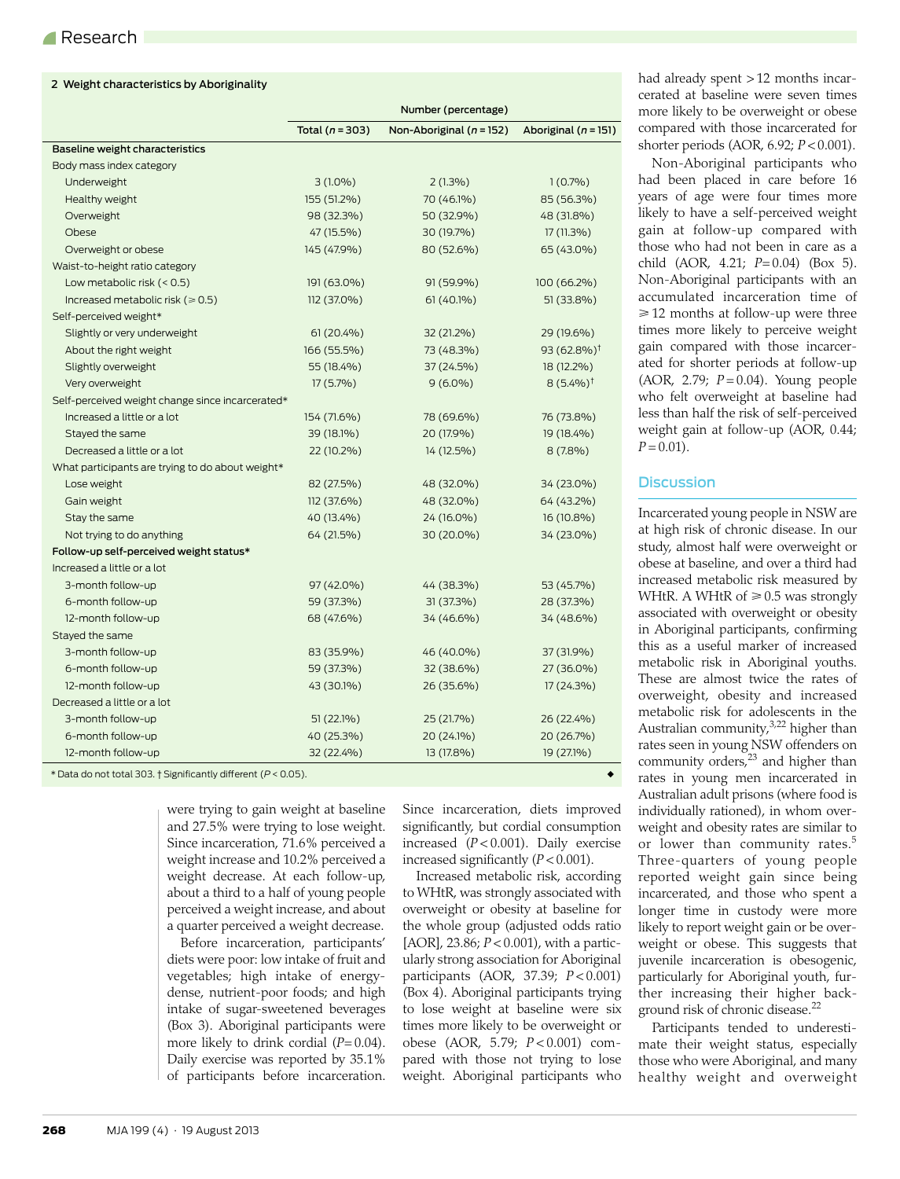**2 Weight characteristics by Aboriginality**

| | Number (percentage) | | |
|---|---|---|---|
| | Total (n = 303) | Non-Aboriginal (n = 152) | Aboriginal (n = 151) |
| **Baseline weight characteristics** | | | |
| Body mass index category | | | |
| Underweight | 3 (1.0%) | 2 (1.3%) | 1 (0.7%) |
| Healthy weight | 155 (51.2%) | 70 (46.1%) | 85 (56.3%) |
| Overweight | 98 (32.3%) | 50 (32.9%) | 48 (31.8%) |
| Obese | 47 (15.5%) | 30 (19.7%) | 17 (11.3%) |
| Overweight or obese | 145 (47.9%) | 80 (52.6%) | 65 (43.0%) |
| Waist-to-height ratio category | | | |
| Low metabolic risk (< 0.5) | 191 (63.0%) | 91 (59.9%) | 100 (66.2%) |
| Increased metabolic risk (⩾ 0.5) | 112 (37.0%) | 61 (40.1%) | 51 (33.8%) |
| Self-perceived weight* | | | |
| Slightly or very underweight | 61 (20.4%) | 32 (21.2%) | 29 (19.6%) |
| About the right weight | 166 (55.5%) | 73 (48.3%) | 93 (62.8%)† |
| Slightly overweight | 55 (18.4%) | 37 (24.5%) | 18 (12.2%) |
| Very overweight | 17 (5.7%) | 9 (6.0%) | 8 (5.4%)† |
| Self-perceived weight change since incarcerated* | | | |
| Increased a little or a lot | 154 (71.6%) | 78 (69.6%) | 76 (73.8%) |
| Stayed the same | 39 (18.1%) | 20 (17.9%) | 19 (18.4%) |
| Decreased a little or a lot | 22 (10.2%) | 14 (12.5%) | 8 (7.8%) |
| What participants are trying to do about weight* | | | |
| Lose weight | 82 (27.5%) | 48 (32.0%) | 34 (23.0%) |
| Gain weight | 112 (37.6%) | 48 (32.0%) | 64 (43.2%) |
| Stay the same | 40 (13.4%) | 24 (16.0%) | 16 (10.8%) |
| Not trying to do anything | 64 (21.5%) | 30 (20.0%) | 34 (23.0%) |
| **Follow-up self-perceived weight status*** | | | |
| Increased a little or a lot | | | |
| 3-month follow-up | 97 (42.0%) | 44 (38.3%) | 53 (45.7%) |
| 6-month follow-up | 59 (37.3%) | 31 (37.3%) | 28 (37.3%) |
| 12-month follow-up | 68 (47.6%) | 34 (46.6%) | 34 (48.6%) |
| Stayed the same | | | |
| 3-month follow-up | 83 (35.9%) | 46 (40.0%) | 37 (31.9%) |
| 6-month follow-up | 59 (37.3%) | 32 (38.6%) | 27 (36.0%) |
| 12-month follow-up | 43 (30.1%) | 26 (35.6%) | 17 (24.3%) |
| Decreased a little or a lot | | | |
| 3-month follow-up | 51 (22.1%) | 25 (21.7%) | 26 (22.4%) |
| 6-month follow-up | 40 (25.3%) | 20 (24.1%) | 20 (26.7%) |
| 12-month follow-up | 32 (22.4%) | 13 (17.8%) | 19 (27.1%) |

* Data do not total 303. † Significantly different ($P < 0.05$).

were trying to gain weight at baseline and 27.5% were trying to lose weight. Since incarceration, 71.6% perceived a weight increase and 10.2% perceived a weight decrease. At each follow-up, about a third to a half of young people perceived a weight increase, and about a quarter perceived a weight decrease.

Before incarceration, participants' diets were poor: low intake of fruit and vegetables; high intake of energy-dense, nutrient-poor foods; and high intake of sugar-sweetened beverages (Box 3). Aboriginal participants were more likely to drink cordial ($P = 0.04$). Daily exercise was reported by 35.1% of participants before incarceration. Since incarceration, diets improved significantly, but cordial consumption increased ($P < 0.001$). Daily exercise increased significantly ($P < 0.001$).

Increased metabolic risk, according to WHtR, was strongly associated with overweight or obesity at baseline for the whole group (adjusted odds ratio [AOR], 23.86; $P < 0.001$), with a particularly strong association for Aboriginal participants (AOR, 37.39; $P < 0.001$) (Box 4). Aboriginal participants trying to lose weight at baseline were six times more likely to be overweight or obese (AOR, 5.79; $P < 0.001$) compared with those not trying to lose weight. Aboriginal participants who had already spent > 12 months incarcerated at baseline were seven times more likely to be overweight or obese compared with those incarcerated for shorter periods (AOR, 6.92; $P < 0.001$).

Non-Aboriginal participants who had been placed in care before 16 years of age were four times more likely to have a self-perceived weight gain at follow-up compared with those who had not been in care as a child (AOR, 4.21; $P = 0.04$) (Box 5). Non-Aboriginal participants with an accumulated incarceration time of ⩾ 12 months at follow-up were three times more likely to perceive weight gain compared with those incarcerated for shorter periods at follow-up (AOR, 2.79; $P = 0.04$). Young people who felt overweight at baseline had less than half the risk of self-perceived weight gain at follow-up (AOR, 0.44; $P = 0.01$).

## Discussion

Incarcerated young people in NSW are at high risk of chronic disease. In our study, almost half were overweight or obese at baseline, and over a third had increased metabolic risk measured by WHtR. A WHtR of ⩾ 0.5 was strongly associated with overweight or obesity in Aboriginal participants, confirming this as a useful marker of increased metabolic risk in Aboriginal youths. These are almost twice the rates of overweight, obesity and increased metabolic risk for adolescents in the Australian community,[3,22] higher than rates seen in young NSW offenders on community orders,[23] and higher than rates in young men incarcerated in Australian adult prisons (where food is individually rationed), in whom overweight and obesity rates are similar to or lower than community rates.[5] Three-quarters of young people reported weight gain since being incarcerated, and those who spent a longer time in custody were more likely to report weight gain or be overweight or obese. This suggests that juvenile incarceration is obesogenic, particularly for Aboriginal youth, further increasing their higher background risk of chronic disease.[22]

Participants tended to underestimate their weight status, especially those who were Aboriginal, and many healthy weight and overweight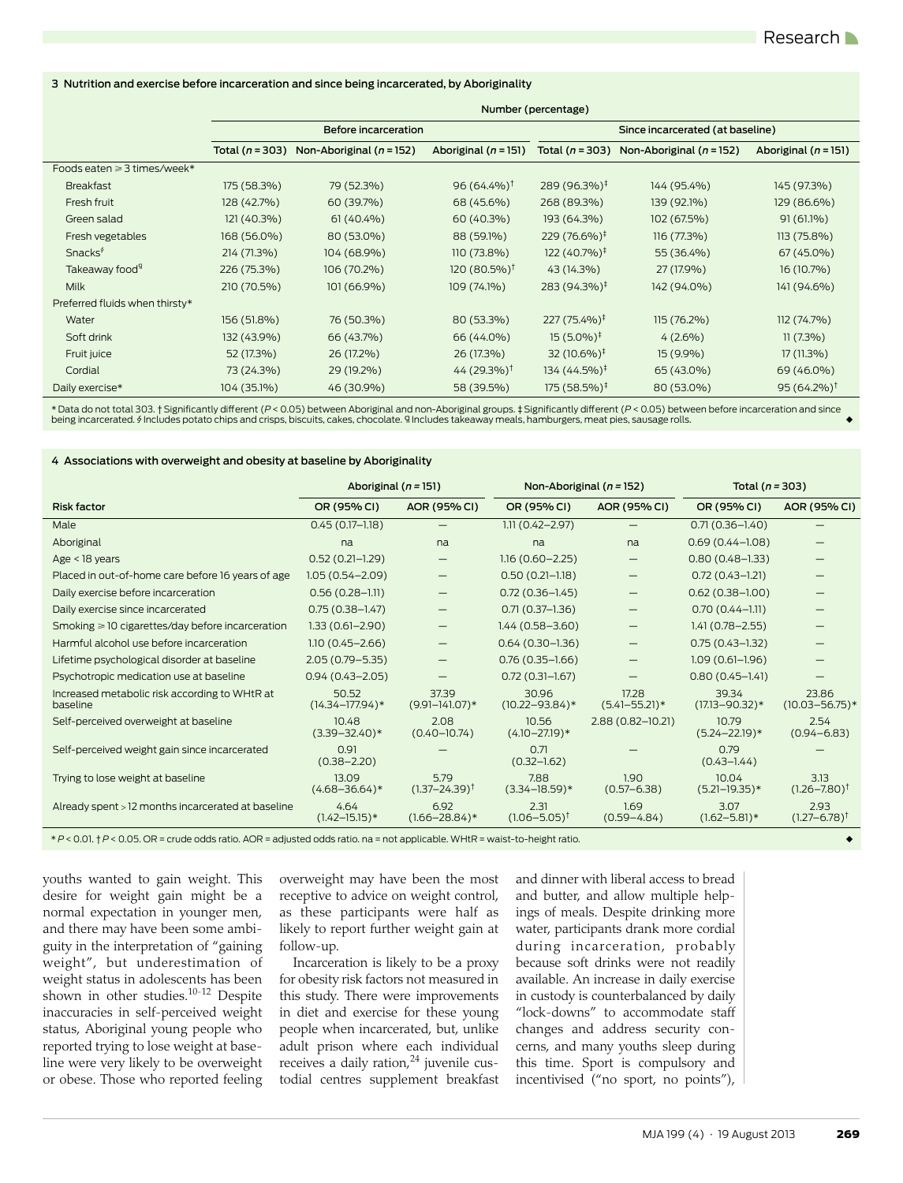**3 Nutrition and exercise before incarceration and since being incarcerated, by Aboriginality**

| | Number (percentage) | | | | | |
|---|---|---|---|---|---|---|
| | Before incarceration | | | Since incarcerated (at baseline) | | |
| | Total (n = 303) | Non-Aboriginal (n = 152) | Aboriginal (n = 151) | Total (n = 303) | Non-Aboriginal (n = 152) | Aboriginal (n = 151) |
| Foods eaten ≥ 3 times/week* | | | | | | |
| Breakfast | 175 (58.3%) | 79 (52.3%) | 96 (64.4%)† | 289 (96.3%)‡ | 144 (95.4%) | 145 (97.3%) |
| Fresh fruit | 128 (42.7%) | 60 (39.7%) | 68 (45.6%) | 268 (89.3%) | 139 (92.1%) | 129 (86.6%) |
| Green salad | 121 (40.3%) | 61 (40.4%) | 60 (40.3%) | 193 (64.3%) | 102 (67.5%) | 91 (61.1%) |
| Fresh vegetables | 168 (56.0%) | 80 (53.0%) | 88 (59.1%) | 229 (76.6%)‡ | 116 (77.3%) | 113 (75.8%) |
| Snacks§ | 214 (71.3%) | 104 (68.9%) | 110 (73.8%) | 122 (40.7%)‡ | 55 (36.4%) | 67 (45.0%) |
| Takeaway food¶ | 226 (75.3%) | 106 (70.2%) | 120 (80.5%)† | 43 (14.3%) | 27 (17.9%) | 16 (10.7%) |
| Milk | 210 (70.5%) | 101 (66.9%) | 109 (74.1%) | 283 (94.3%)‡ | 142 (94.0%) | 141 (94.6%) |
| Preferred fluids when thirsty* | | | | | | |
| Water | 156 (51.8%) | 76 (50.3%) | 80 (53.3%) | 227 (75.4%)‡ | 115 (76.2%) | 112 (74.7%) |
| Soft drink | 132 (43.9%) | 66 (43.7%) | 66 (44.0%) | 15 (5.0%)‡ | 4 (2.6%) | 11 (7.3%) |
| Fruit juice | 52 (17.3%) | 26 (17.2%) | 26 (17.3%) | 32 (10.6%)‡ | 15 (9.9%) | 17 (11.3%) |
| Cordial | 73 (24.3%) | 29 (19.2%) | 44 (29.3%)† | 134 (44.5%)‡ | 65 (43.0%) | 69 (46.0%) |
| Daily exercise* | 104 (35.1%) | 46 (30.9%) | 58 (39.5%) | 175 (58.5%)‡ | 80 (53.0%) | 95 (64.2%)† |

\* Data do not total 303. † Significantly different ($P < 0.05$) between Aboriginal and non-Aboriginal groups. ‡ Significantly different ($P < 0.05$) between before incarceration and since being incarcerated. § Includes potato chips and crisps, biscuits, cakes, chocolate. ¶ Includes takeaway meals, hamburgers, meat pies, sausage rolls.

**4 Associations with overweight and obesity at baseline by Aboriginality**

| | Aboriginal (n = 151) | | Non-Aboriginal (n = 152) | | Total (n = 303) | |
|---|---|---|---|---|---|---|
| Risk factor | OR (95% CI) | AOR (95% CI) | OR (95% CI) | AOR (95% CI) | OR (95% CI) | AOR (95% CI) |
| Male | 0.45 (0.17–1.18) | — | 1.11 (0.42–2.97) | — | 0.71 (0.36–1.40) | — |
| Aboriginal | na | na | na | na | 0.69 (0.44–1.08) | — |
| Age < 18 years | 0.52 (0.21–1.29) | — | 1.16 (0.60–2.25) | — | 0.80 (0.48–1.33) | — |
| Placed in out-of-home care before 16 years of age | 1.05 (0.54–2.09) | — | 0.50 (0.21–1.18) | — | 0.72 (0.43–1.21) | — |
| Daily exercise before incarceration | 0.56 (0.28–1.11) | — | 0.72 (0.36–1.45) | — | 0.62 (0.38–1.00) | — |
| Daily exercise since incarcerated | 0.75 (0.38–1.47) | — | 0.71 (0.37–1.36) | — | 0.70 (0.44–1.11) | — |
| Smoking ≥ 10 cigarettes/day before incarceration | 1.33 (0.61–2.90) | — | 1.44 (0.58–3.60) | — | 1.41 (0.78–2.55) | — |
| Harmful alcohol use before incarceration | 1.10 (0.45–2.66) | — | 0.64 (0.30–1.36) | — | 0.75 (0.43–1.32) | — |
| Lifetime psychological disorder at baseline | 2.05 (0.79–5.35) | — | 0.76 (0.35–1.66) | — | 1.09 (0.61–1.96) | — |
| Psychotropic medication use at baseline | 0.94 (0.43–2.05) | — | 0.72 (0.31–1.67) | — | 0.80 (0.45–1.41) | — |
| Increased metabolic risk according to WHtR at baseline | 50.52 (14.34–177.94)* | 37.39 (9.91–141.07)* | 30.96 (10.22–93.84)* | 17.28 (5.41–55.21)* | 39.34 (17.13–90.32)* | 23.86 (10.03–56.75)* |
| Self-perceived overweight at baseline | 10.48 (3.39–32.40)* | 2.08 (0.40–10.74) | 10.56 (4.10–27.19)* | 2.88 (0.82–10.21) | 10.79 (5.24–22.19)* | 2.54 (0.94–6.83) |
| Self-perceived weight gain since incarcerated | 0.91 (0.38–2.20) | — | 0.71 (0.32–1.62) | — | 0.79 (0.43–1.44) | — |
| Trying to lose weight at baseline | 13.09 (4.68–36.64)* | 5.79 (1.37–24.39)† | 7.88 (3.34–18.59)* | 1.90 (0.57–6.38) | 10.04 (5.21–19.35)* | 3.13 (1.26–7.80)† |
| Already spent > 12 months incarcerated at baseline | 4.64 (1.42–15.15)* | 6.92 (1.66–28.84)* | 2.31 (1.06–5.05)† | 1.69 (0.59–4.84) | 3.07 (1.62–5.81)* | 2.93 (1.27–6.78)† |

\* $P < 0.01$. † $P < 0.05$. OR = crude odds ratio. AOR = adjusted odds ratio. na = not applicable. WHtR = waist-to-height ratio.

youths wanted to gain weight. This desire for weight gain might be a normal expectation in younger men, and there may have been some ambiguity in the interpretation of "gaining weight", but underestimation of weight status in adolescents has been shown in other studies.[10-12] Despite inaccuracies in self-perceived weight status, Aboriginal young people who reported trying to lose weight at baseline were very likely to be overweight or obese. Those who reported feeling overweight may have been the most receptive to advice on weight control, as these participants were half as likely to report further weight gain at follow-up.

Incarceration is likely to be a proxy for obesity risk factors not measured in this study. There were improvements in diet and exercise for these young people when incarcerated, but, unlike adult prison where each individual receives a daily ration,[24] juvenile custodial centres supplement breakfast and dinner with liberal access to bread and butter, and allow multiple helpings of meals. Despite drinking more water, participants drank more cordial during incarceration, probably because soft drinks were not readily available. An increase in daily exercise in custody is counterbalanced by daily "lock-downs" to accommodate staff changes and address security concerns, and many youths sleep during this time. Sport is compulsory and incentivised ("no sport, no points"),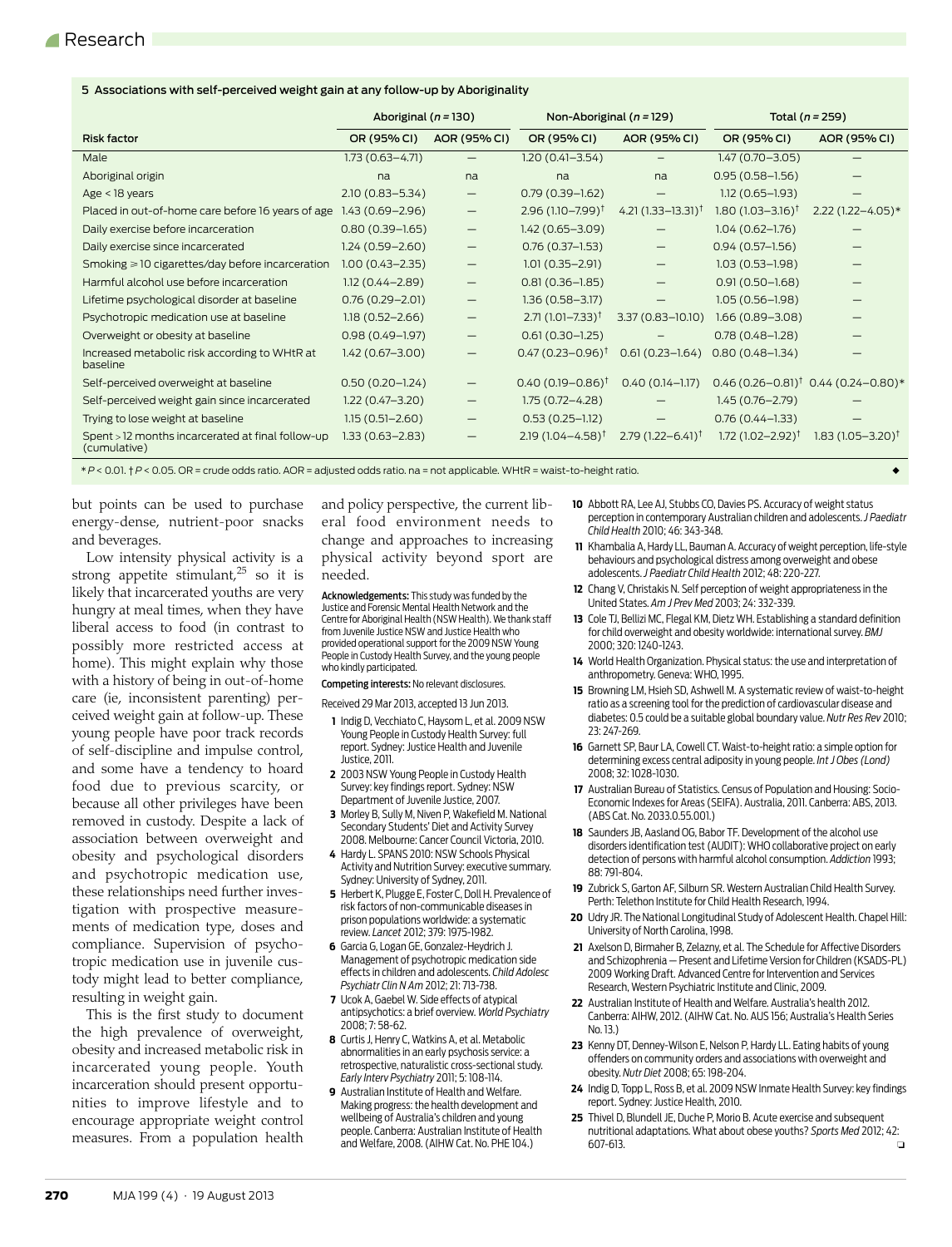**5 Associations with self-perceived weight gain at any follow-up by Aboriginality**

| | Aboriginal ($n$ = 130) | | Non-Aboriginal ($n$ = 129) | | Total ($n$ = 259) | |
|---|---|---|---|---|---|---|
| Risk factor | OR (95% CI) | AOR (95% CI) | OR (95% CI) | AOR (95% CI) | OR (95% CI) | AOR (95% CI) |
| Male | 1.73 (0.63–4.71) | — | 1.20 (0.41–3.54) | — | 1.47 (0.70–3.05) | — |
| Aboriginal origin | na | na | na | na | 0.95 (0.58–1.56) | — |
| Age < 18 years | 2.10 (0.83–5.34) | — | 0.79 (0.39–1.62) | — | 1.12 (0.65–1.93) | — |
| Placed in out-of-home care before 16 years of age | 1.43 (0.69–2.96) | — | 2.96 (1.10–7.99)† | 4.21 (1.33–13.31)† | 1.80 (1.03–3.16)† | 2.22 (1.22–4.05)* |
| Daily exercise before incarceration | 0.80 (0.39–1.65) | — | 1.42 (0.65–3.09) | — | 1.04 (0.62–1.76) | — |
| Daily exercise since incarcerated | 1.24 (0.59–2.60) | — | 0.76 (0.37–1.53) | — | 0.94 (0.57–1.56) | — |
| Smoking ≥ 10 cigarettes/day before incarceration | 1.00 (0.43–2.35) | — | 1.01 (0.35–2.91) | — | 1.03 (0.53–1.98) | — |
| Harmful alcohol use before incarceration | 1.12 (0.44–2.89) | — | 0.81 (0.36–1.85) | — | 0.91 (0.50–1.68) | — |
| Lifetime psychological disorder at baseline | 0.76 (0.29–2.01) | — | 1.36 (0.58–3.17) | — | 1.05 (0.56–1.98) | — |
| Psychotropic medication use at baseline | 1.18 (0.52–2.66) | — | 2.71 (1.01–7.33)† | 3.37 (0.83–10.10) | 1.66 (0.89–3.08) | — |
| Overweight or obesity at baseline | 0.98 (0.49–1.97) | — | 0.61 (0.30–1.25) | — | 0.78 (0.48–1.28) | — |
| Increased metabolic risk according to WHtR at baseline | 1.42 (0.67–3.00) | — | 0.47 (0.23–0.96)† | 0.61 (0.23–1.64) | 0.80 (0.48–1.34) | — |
| Self-perceived overweight at baseline | 0.50 (0.20–1.24) | — | 0.40 (0.19–0.86)† | 0.40 (0.14–1.17) | 0.46 (0.26–0.81)† | 0.44 (0.24–0.80)* |
| Self-perceived weight gain since incarcerated | 1.22 (0.47–3.20) | — | 1.75 (0.72–4.28) | — | 1.45 (0.76–2.79) | — |
| Trying to lose weight at baseline | 1.15 (0.51–2.60) | — | 0.53 (0.25–1.12) | — | 0.76 (0.44–1.33) | — |
| Spent > 12 months incarcerated at final follow-up (cumulative) | 1.33 (0.63–2.83) | — | 2.19 (1.04–4.58)† | 2.79 (1.22–6.41)† | 1.72 (1.02–2.92)† | 1.83 (1.05–3.20)† |

* $P$ < 0.01. † $P$ < 0.05. OR = crude odds ratio. AOR = adjusted odds ratio. na = not applicable. WHtR = waist-to-height ratio.

but points can be used to purchase energy-dense, nutrient-poor snacks and beverages.

Low intensity physical activity is a strong appetite stimulant,[25] so it is likely that incarcerated youths are very hungry at meal times, when they have liberal access to food (in contrast to possibly more restricted access at home). This might explain why those with a history of being in out-of-home care (ie, inconsistent parenting) perceived weight gain at follow-up. These young people have poor track records of self-discipline and impulse control, and some have a tendency to hoard food due to previous scarcity, or because all other privileges have been removed in custody. Despite a lack of association between overweight and obesity and psychological disorders and psychotropic medication use, these relationships need further investigation with prospective measurements of medication type, doses and compliance. Supervision of psychotropic medication use in juvenile custody might lead to better compliance, resulting in weight gain.

This is the first study to document the high prevalence of overweight, obesity and increased metabolic risk in incarcerated young people. Youth incarceration should present opportunities to improve lifestyle and to encourage appropriate weight control measures. From a population health and policy perspective, the current liberal food environment needs to change and approaches to increasing physical activity beyond sport are needed.

**Acknowledgements:** This study was funded by the Justice and Forensic Mental Health Network and the Centre for Aboriginal Health (NSW Health). We thank staff from Juvenile Justice NSW and Justice Health who provided operational support for the 2009 NSW Young People in Custody Health Survey, and the young people who kindly participated.

**Competing interests:** No relevant disclosures.

Received 29 Mar 2013, accepted 13 Jun 2013.

1. Indig D, Vecchiato C, Haysom L, et al. 2009 NSW Young People in Custody Health Survey: full report. Sydney: Justice Health and Juvenile Justice, 2011.
2. 2003 NSW Young People in Custody Health Survey: key findings report. Sydney: NSW Department of Juvenile Justice, 2007.
3. Morley B, Sully M, Niven P, Wakefield M. National Secondary Students' Diet and Activity Survey 2008. Melbourne: Cancer Council Victoria, 2010.
4. Hardy L. SPANS 2010: NSW Schools Physical Activity and Nutrition Survey: executive summary. Sydney: University of Sydney, 2011.
5. Herbert K, Plugge E, Foster C, Doll H. Prevalence of risk factors of non-communicable diseases in prison populations worldwide: a systematic review. *Lancet* 2012; 379: 1975-1982.
6. Garcia G, Logan GE, Gonzalez-Heydrich J. Management of psychotropic medication side effects in children and adolescents. *Child Adolesc Psychiatr Clin N Am* 2012; 21: 713-738.
7. Ucok A, Gaebel W. Side effects of atypical antipsychotics: a brief overview. *World Psychiatry* 2008; 7: 58-62.
8. Curtis J, Henry C, Watkins A, et al. Metabolic abnormalities in an early psychosis service: a retrospective, naturalistic cross-sectional study. *Early Interv Psychiatry* 2011; 5: 108-114.
9. Australian Institute of Health and Welfare. Making progress: the health development and wellbeing of Australia's children and young people. Canberra: Australian Institute of Health and Welfare, 2008. (AIHW Cat. No. PHE 104.)
10. Abbott RA, Lee AJ, Stubbs CO, Davies PS. Accuracy of weight status perception in contemporary Australian children and adolescents. *J Paediatr Child Health* 2010; 46: 343-348.
11. Khambalia A, Hardy LL, Bauman A. Accuracy of weight perception, life-style behaviours and psychological distress among overweight and obese adolescents. *J Paediatr Child Health* 2012; 48: 220-227.
12. Chang V, Christakis N. Self perception of weight appropriateness in the United States. *Am J Prev Med* 2003; 24: 332-339.
13. Cole TJ, Bellizi MC, Flegal KM, Dietz WH. Establishing a standard definition for child overweight and obesity worldwide: international survey. *BMJ* 2000; 320: 1240-1243.
14. World Health Organization. Physical status: the use and interpretation of anthropometry. Geneva: WHO, 1995.
15. Browning LM, Hsieh SD, Ashwell M. A systematic review of waist-to-height ratio as a screening tool for the prediction of cardiovascular disease and diabetes: 0.5 could be a suitable global boundary value. *Nutr Res Rev* 2010; 23: 247-269.
16. Garnett SP, Baur LA, Cowell CT. Waist-to-height ratio: a simple option for determining excess central adiposity in young people. *Int J Obes (Lond)* 2008; 32: 1028-1030.
17. Australian Bureau of Statistics. Census of Population and Housing: Socio-Economic Indexes for Areas (SEIFA). Australia, 2011. Canberra: ABS, 2013. (ABS Cat. No. 2033.0.55.001.)
18. Saunders JB, Aasland OG, Babor TF. Development of the alcohol use disorders identification test (AUDIT): WHO collaborative project on early detection of persons with harmful alcohol consumption. *Addiction* 1993; 88: 791-804.
19. Zubrick S, Garton AF, Silburn SR. Western Australian Child Health Survey. Perth: Telethon Institute for Child Health Research, 1994.
20. Udry JR. The National Longitudinal Study of Adolescent Health. Chapel Hill: University of North Carolina, 1998.
21. Axelson D, Birmaher B, Zelazny, et al. The Schedule for Affective Disorders and Schizophrenia — Present and Lifetime Version for Children (KSADS-PL) 2009 Working Draft. Advanced Centre for Intervention and Services Research, Western Psychiatric Institute and Clinic, 2009.
22. Australian Institute of Health and Welfare. Australia's health 2012. Canberra: AIHW, 2012. (AIHW Cat. No. AUS 156; Australia's Health Series No. 13.)
23. Kenny DT, Denney-Wilson E, Nelson P, Hardy LL. Eating habits of young offenders on community orders and associations with overweight and obesity. *Nutr Diet* 2008; 65: 198-204.
24. Indig D, Topp L, Ross B, et al. 2009 NSW Inmate Health Survey: key findings report. Sydney: Justice Health, 2010.
25. Thivel D, Blundell JE, Duche P, Morio B. Acute exercise and subsequent nutritional adaptations. What about obese youths? *Sports Med* 2012; 42: 607-613.